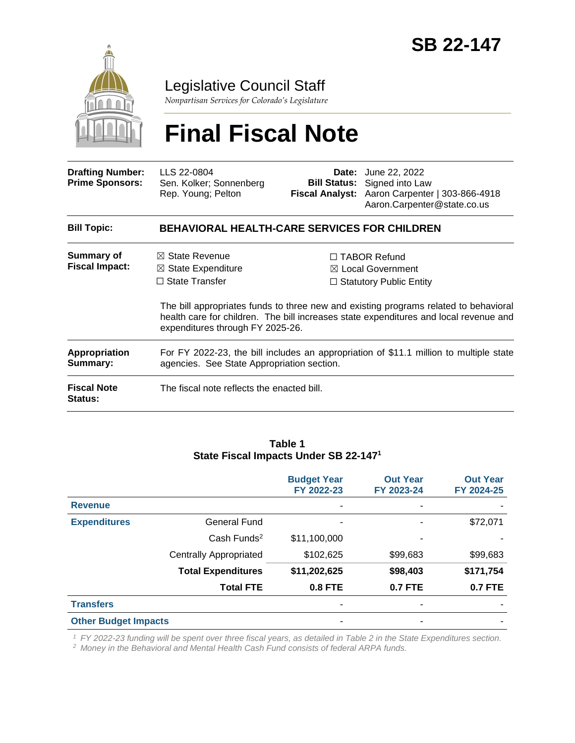# SB 22-147

## Legislative Council Staff

*Nonpartisan Services for Colorado's Legislature*

# Final Fiscal Note

| | | | |
|---|---|---|---|
| **Drafting Number:** | LLS 22-0804 | **Date:** | June 22, 2022 |
| **Prime Sponsors:** | Sen. Kolker; Sonnenberg<br>Rep. Young; Pelton | **Bill Status:** | Signed into Law |
| | | **Fiscal Analyst:** | Aaron Carpenter \| 303-866-4918<br>Aaron.Carpenter@state.co.us |

**Bill Topic:** **BEHAVIORAL HEALTH-CARE SERVICES FOR CHILDREN**

**Summary of Fiscal Impact:**

- ☒ State Revenue
- ☒ State Expenditure
- ☐ State Transfer
- ☐ TABOR Refund
- ☒ Local Government
- ☐ Statutory Public Entity

The bill appropriates funds to three new and existing programs related to behavioral health care for children. The bill increases state expenditures and local revenue and expenditures through FY 2025-26.

**Appropriation Summary:** For FY 2022-23, the bill includes an appropriation of $11.1 million to multiple state agencies. See State Appropriation section.

**Fiscal Note Status:** The fiscal note reflects the enacted bill.

**Table 1**
**State Fiscal Impacts Under SB 22-147[1]**

| | | Budget Year FY 2022-23 | Out Year FY 2023-24 | Out Year FY 2024-25 |
|---|---|---|---|---|
| **Revenue** | | - | - | - |
| **Expenditures** | General Fund | - | - | $72,071 |
| | Cash Funds[2] | $11,100,000 | - | - |
| | Centrally Appropriated | $102,625 | $99,683 | $99,683 |
| | **Total Expenditures** | **$11,202,625** | **$98,403** | **$171,754** |
| | **Total FTE** | **0.8 FTE** | **0.7 FTE** | **0.7 FTE** |
| **Transfers** | | - | - | - |
| **Other Budget Impacts** | | - | - | - |

[1] *FY 2022-23 funding will be spent over three fiscal years, as detailed in Table 2 in the State Expenditures section.*
[2] *Money in the Behavioral and Mental Health Cash Fund consists of federal ARPA funds.*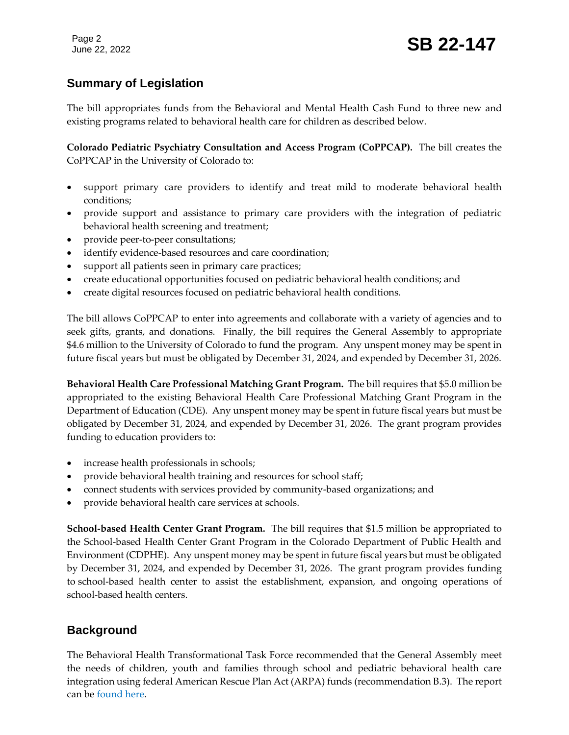## Summary of Legislation

The bill appropriates funds from the Behavioral and Mental Health Cash Fund to three new and existing programs related to behavioral health care for children as described below.

**Colorado Pediatric Psychiatry Consultation and Access Program (CoPPCAP).** The bill creates the CoPPCAP in the University of Colorado to:

- support primary care providers to identify and treat mild to moderate behavioral health conditions;
- provide support and assistance to primary care providers with the integration of pediatric behavioral health screening and treatment;
- provide peer-to-peer consultations;
- identify evidence-based resources and care coordination;
- support all patients seen in primary care practices;
- create educational opportunities focused on pediatric behavioral health conditions; and
- create digital resources focused on pediatric behavioral health conditions.

The bill allows CoPPCAP to enter into agreements and collaborate with a variety of agencies and to seek gifts, grants, and donations. Finally, the bill requires the General Assembly to appropriate $4.6 million to the University of Colorado to fund the program. Any unspent money may be spent in future fiscal years but must be obligated by December 31, 2024, and expended by December 31, 2026.

**Behavioral Health Care Professional Matching Grant Program.** The bill requires that $5.0 million be appropriated to the existing Behavioral Health Care Professional Matching Grant Program in the Department of Education (CDE). Any unspent money may be spent in future fiscal years but must be obligated by December 31, 2024, and expended by December 31, 2026. The grant program provides funding to education providers to:

- increase health professionals in schools;
- provide behavioral health training and resources for school staff;
- connect students with services provided by community-based organizations; and
- provide behavioral health care services at schools.

**School-based Health Center Grant Program.** The bill requires that $1.5 million be appropriated to the School-based Health Center Grant Program in the Colorado Department of Public Health and Environment (CDPHE). Any unspent money may be spent in future fiscal years but must be obligated by December 31, 2024, and expended by December 31, 2026. The grant program provides funding to school-based health center to assist the establishment, expansion, and ongoing operations of school-based health centers.

## Background

The Behavioral Health Transformational Task Force recommended that the General Assembly meet the needs of children, youth and families through school and pediatric behavioral health care integration using federal American Rescue Plan Act (ARPA) funds (recommendation B.3). The report can be found here.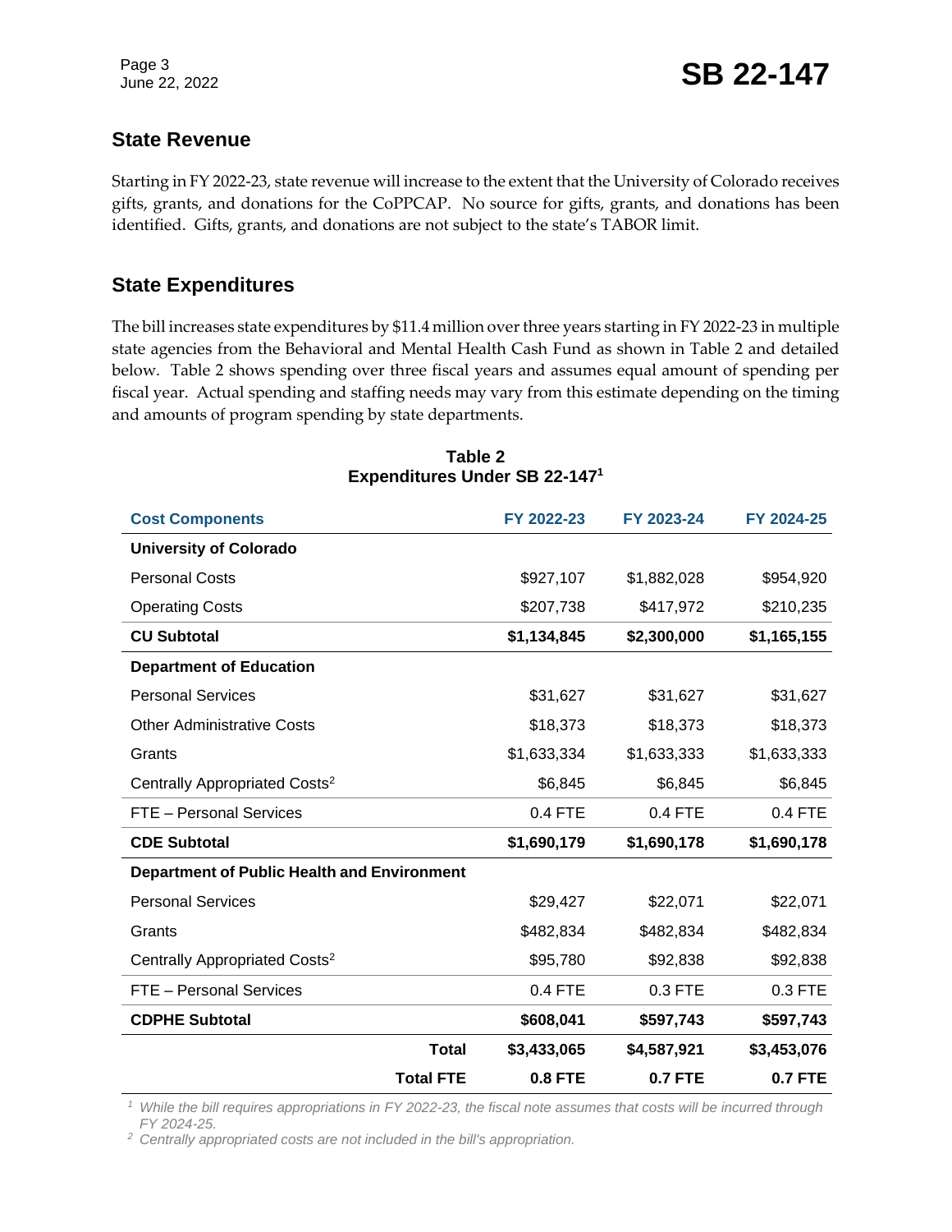## State Revenue

Starting in FY 2022-23, state revenue will increase to the extent that the University of Colorado receives gifts, grants, and donations for the CoPPCAP. No source for gifts, grants, and donations has been identified. Gifts, grants, and donations are not subject to the state's TABOR limit.

## State Expenditures

The bill increases state expenditures by $11.4 million over three years starting in FY 2022-23 in multiple state agencies from the Behavioral and Mental Health Cash Fund as shown in Table 2 and detailed below. Table 2 shows spending over three fiscal years and assumes equal amount of spending per fiscal year. Actual spending and staffing needs may vary from this estimate depending on the timing and amounts of program spending by state departments.

**Table 2**
**Expenditures Under SB 22-147[1]**

| Cost Components | FY 2022-23 | FY 2023-24 | FY 2024-25 |
|---|---|---|---|
| **University of Colorado** | | | |
| Personal Costs | $927,107 | $1,882,028 | $954,920 |
| Operating Costs | $207,738 | $417,972 | $210,235 |
| **CU Subtotal** | **$1,134,845** | **$2,300,000** | **$1,165,155** |
| **Department of Education** | | | |
| Personal Services | $31,627 | $31,627 | $31,627 |
| Other Administrative Costs | $18,373 | $18,373 | $18,373 |
| Grants | $1,633,334 | $1,633,333 | $1,633,333 |
| Centrally Appropriated Costs[2] | $6,845 | $6,845 | $6,845 |
| FTE – Personal Services | 0.4 FTE | 0.4 FTE | 0.4 FTE |
| **CDE Subtotal** | **$1,690,179** | **$1,690,178** | **$1,690,178** |
| **Department of Public Health and Environment** | | | |
| Personal Services | $29,427 | $22,071 | $22,071 |
| Grants | $482,834 | $482,834 | $482,834 |
| Centrally Appropriated Costs[2] | $95,780 | $92,838 | $92,838 |
| FTE – Personal Services | 0.4 FTE | 0.3 FTE | 0.3 FTE |
| **CDPHE Subtotal** | **$608,041** | **$597,743** | **$597,743** |
| **Total** | **$3,433,065** | **$4,587,921** | **$3,453,076** |
| **Total FTE** | **0.8 FTE** | **0.7 FTE** | **0.7 FTE** |

*[1] While the bill requires appropriations in FY 2022-23, the fiscal note assumes that costs will be incurred through FY 2024-25.*
*[2] Centrally appropriated costs are not included in the bill's appropriation.*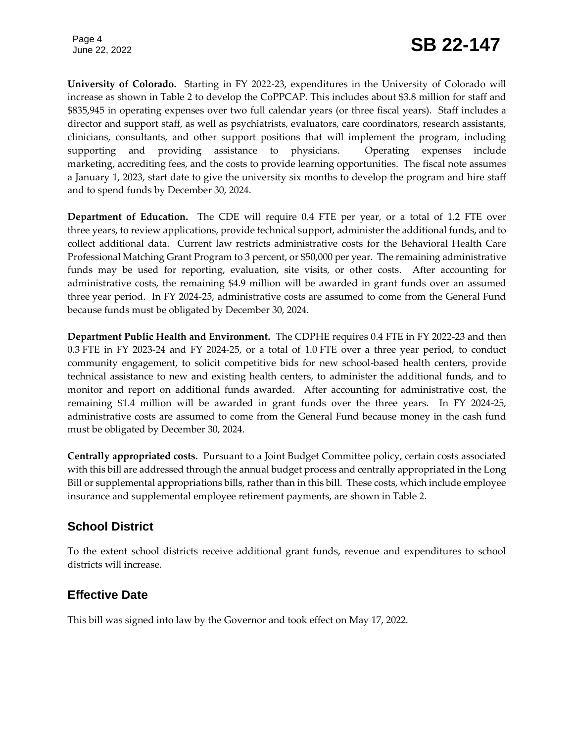**University of Colorado.** Starting in FY 2022-23, expenditures in the University of Colorado will increase as shown in Table 2 to develop the CoPPCAP. This includes about $3.8 million for staff and $835,945 in operating expenses over two full calendar years (or three fiscal years). Staff includes a director and support staff, as well as psychiatrists, evaluators, care coordinators, research assistants, clinicians, consultants, and other support positions that will implement the program, including supporting and providing assistance to physicians. Operating expenses include marketing, accrediting fees, and the costs to provide learning opportunities. The fiscal note assumes a January 1, 2023, start date to give the university six months to develop the program and hire staff and to spend funds by December 30, 2024.

**Department of Education.** The CDE will require 0.4 FTE per year, or a total of 1.2 FTE over three years, to review applications, provide technical support, administer the additional funds, and to collect additional data. Current law restricts administrative costs for the Behavioral Health Care Professional Matching Grant Program to 3 percent, or $50,000 per year. The remaining administrative funds may be used for reporting, evaluation, site visits, or other costs. After accounting for administrative costs, the remaining $4.9 million will be awarded in grant funds over an assumed three year period. In FY 2024-25, administrative costs are assumed to come from the General Fund because funds must be obligated by December 30, 2024.

**Department Public Health and Environment.** The CDPHE requires 0.4 FTE in FY 2022-23 and then 0.3 FTE in FY 2023-24 and FY 2024-25, or a total of 1.0 FTE over a three year period, to conduct community engagement, to solicit competitive bids for new school-based health centers, provide technical assistance to new and existing health centers, to administer the additional funds, and to monitor and report on additional funds awarded. After accounting for administrative cost, the remaining $1.4 million will be awarded in grant funds over the three years. In FY 2024-25, administrative costs are assumed to come from the General Fund because money in the cash fund must be obligated by December 30, 2024.

**Centrally appropriated costs.** Pursuant to a Joint Budget Committee policy, certain costs associated with this bill are addressed through the annual budget process and centrally appropriated in the Long Bill or supplemental appropriations bills, rather than in this bill. These costs, which include employee insurance and supplemental employee retirement payments, are shown in Table 2.

## School District

To the extent school districts receive additional grant funds, revenue and expenditures to school districts will increase.

## Effective Date

This bill was signed into law by the Governor and took effect on May 17, 2022.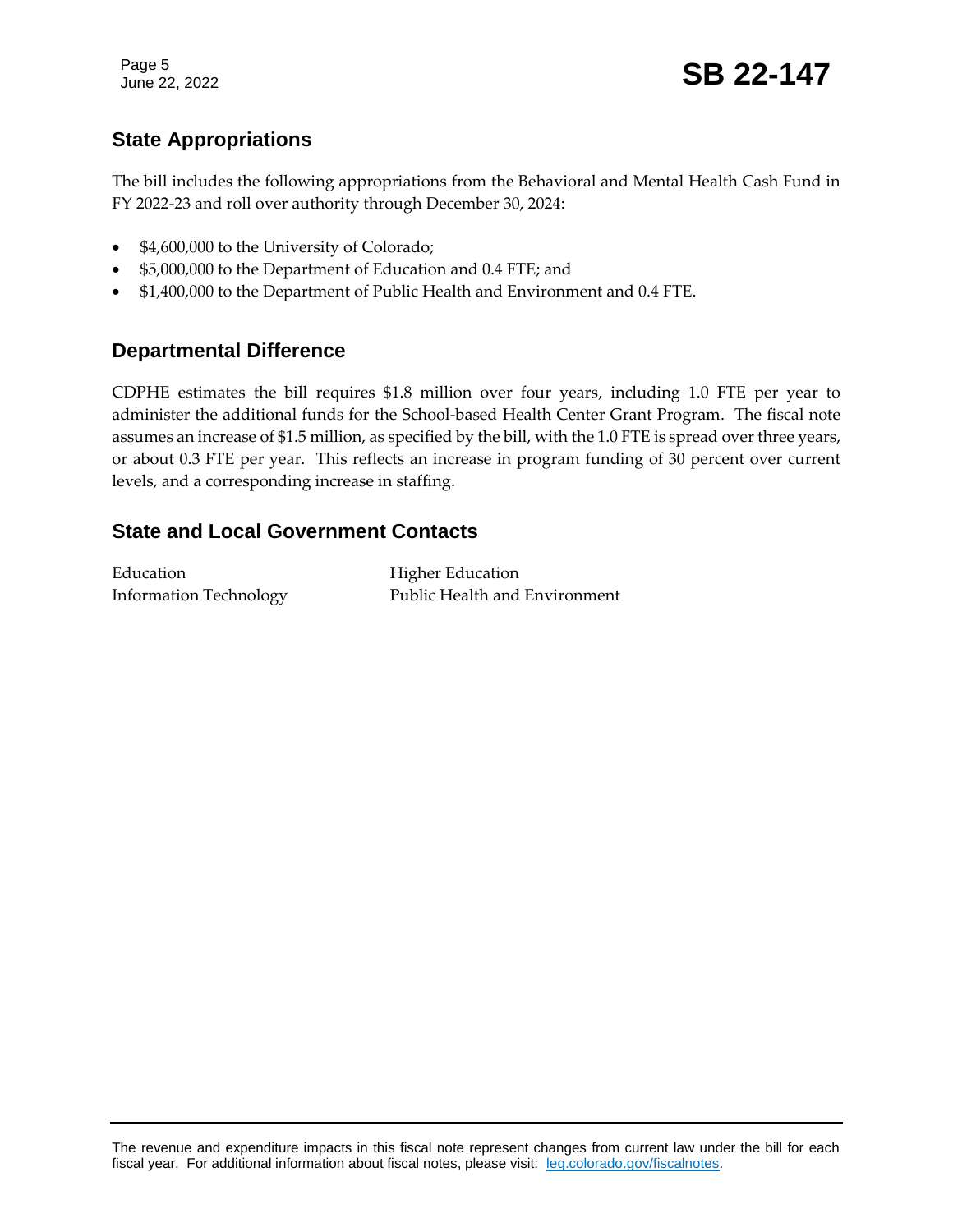## State Appropriations

The bill includes the following appropriations from the Behavioral and Mental Health Cash Fund in FY 2022-23 and roll over authority through December 30, 2024:

- $4,600,000 to the University of Colorado;
- $5,000,000 to the Department of Education and 0.4 FTE; and
- $1,400,000 to the Department of Public Health and Environment and 0.4 FTE.

## Departmental Difference

CDPHE estimates the bill requires $1.8 million over four years, including 1.0 FTE per year to administer the additional funds for the School-based Health Center Grant Program. The fiscal note assumes an increase of $1.5 million, as specified by the bill, with the 1.0 FTE is spread over three years, or about 0.3 FTE per year. This reflects an increase in program funding of 30 percent over current levels, and a corresponding increase in staffing.

## State and Local Government Contacts

| | |
|---|---|
| Education | Higher Education |
| Information Technology | Public Health and Environment |

The revenue and expenditure impacts in this fiscal note represent changes from current law under the bill for each fiscal year. For additional information about fiscal notes, please visit: leg.colorado.gov/fiscalnotes.